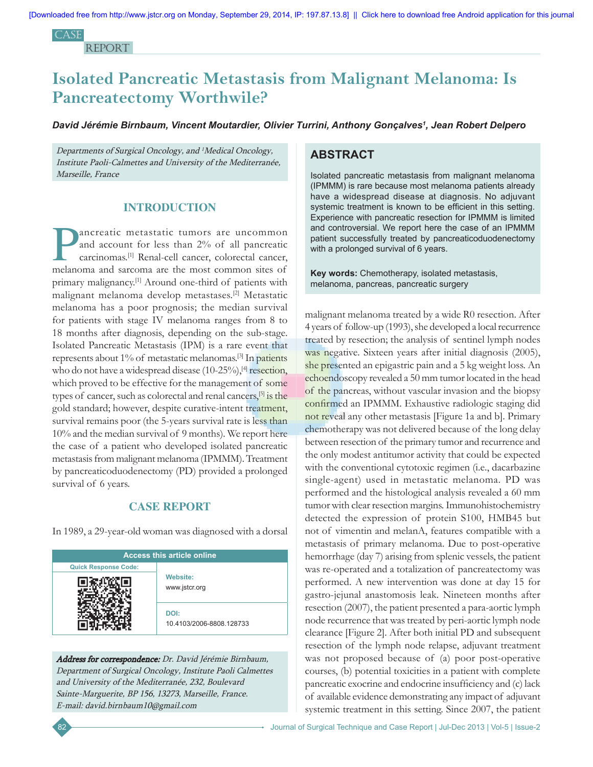CASE REPORT

# Isolated Pancreatic Metastasis from Malignant Melanoma: Is Pancreatectomy Worthwile?

***David Jérémie Birnbaum, Vincent Moutardier, Olivier Turrini, Anthony Gonçalves[1], Jean Robert Delpero***

*Departments of Surgical Oncology, and [1]Medical Oncology, Institute Paoli-Calmettes and University of the Mediterranée, Marseille, France*

## ABSTRACT

Isolated pancreatic metastasis from malignant melanoma (IPMMM) is rare because most melanoma patients already have a widespread disease at diagnosis. No adjuvant systemic treatment is known to be efficient in this setting. Experience with pancreatic resection for IPMMM is limited and controversial. We report here the case of an IPMMM patient successfully treated by pancreaticoduodenectomy with a prolonged survival of 6 years.

**Key words:** Chemotherapy, isolated metastasis, melanoma, pancreas, pancreatic surgery

## INTRODUCTION

Pancreatic metastatic tumors are uncommon and account for less than 2% of all pancreatic carcinomas.[1] Renal-cell cancer, colorectal cancer, melanoma and sarcoma are the most common sites of primary malignancy.[1] Around one-third of patients with malignant melanoma develop metastases.[2] Metastatic melanoma has a poor prognosis; the median survival for patients with stage IV melanoma ranges from 8 to 18 months after diagnosis, depending on the sub-stage. Isolated Pancreatic Metastasis (IPM) is a rare event that represents about 1% of metastatic melanomas.[3] In patients who do not have a widespread disease (10-25%),[4] resection, which proved to be effective for the management of some types of cancer, such as colorectal and renal cancers,[5] is the gold standard; however, despite curative-intent treatment, survival remains poor (the 5-years survival rate is less than 10% and the median survival of 9 months). We report here the case of a patient who developed isolated pancreatic metastasis from malignant melanoma (IPMMM). Treatment by pancreaticoduodenectomy (PD) provided a prolonged survival of 6 years.

## CASE REPORT

In 1989, a 29-year-old woman was diagnosed with a dorsal malignant melanoma treated by a wide R0 resection. After 4 years of follow-up (1993), she developed a local recurrence treated by resection; the analysis of sentinel lymph nodes was negative. Sixteen years after initial diagnosis (2005), she presented an epigastric pain and a 5 kg weight loss. An echoendoscopy revealed a 50 mm tumor located in the head of the pancreas, without vascular invasion and the biopsy confirmed an IPMMM. Exhaustive radiologic staging did not reveal any other metastasis [Figure 1a and b]. Primary chemotherapy was not delivered because of the long delay between resection of the primary tumor and recurrence and the only modest antitumor activity that could be expected with the conventional cytotoxic regimen (i.e., dacarbazine single-agent) used in metastatic melanoma. PD was performed and the histological analysis revealed a 60 mm tumor with clear resection margins. Immunohistochemistry detected the expression of protein S100, HMB45 but not of vimentin and melanA, features compatible with a metastasis of primary melanoma. Due to post-operative hemorrhage (day 7) arising from splenic vessels, the patient was re-operated and a totalization of pancreatectomy was performed. A new intervention was done at day 15 for gastro-jejunal anastomosis leak. Nineteen months after resection (2007), the patient presented a para-aortic lymph node recurrence that was treated by peri-aortic lymph node clearance [Figure 2]. After both initial PD and subsequent resection of the lymph node relapse, adjuvant treatment was not proposed because of (a) poor post-operative courses, (b) potential toxicities in a patient with complete pancreatic exocrine and endocrine insufficiency and (c) lack of available evidence demonstrating any impact of adjuvant systemic treatment in this setting. Since 2007, the patient

Access this article online

Website: www.jstcr.org

DOI: 10.4103/2006-8808.128733

***Address for correspondence:*** *Dr. David Jérémie Birnbaum, Department of Surgical Oncology, Institute Paoli Calmettes and University of the Mediterranée, 232, Boulevard Sainte-Marguerite, BP 156, 13273, Marseille, France. E-mail: david.birnbaum10@gmail.com*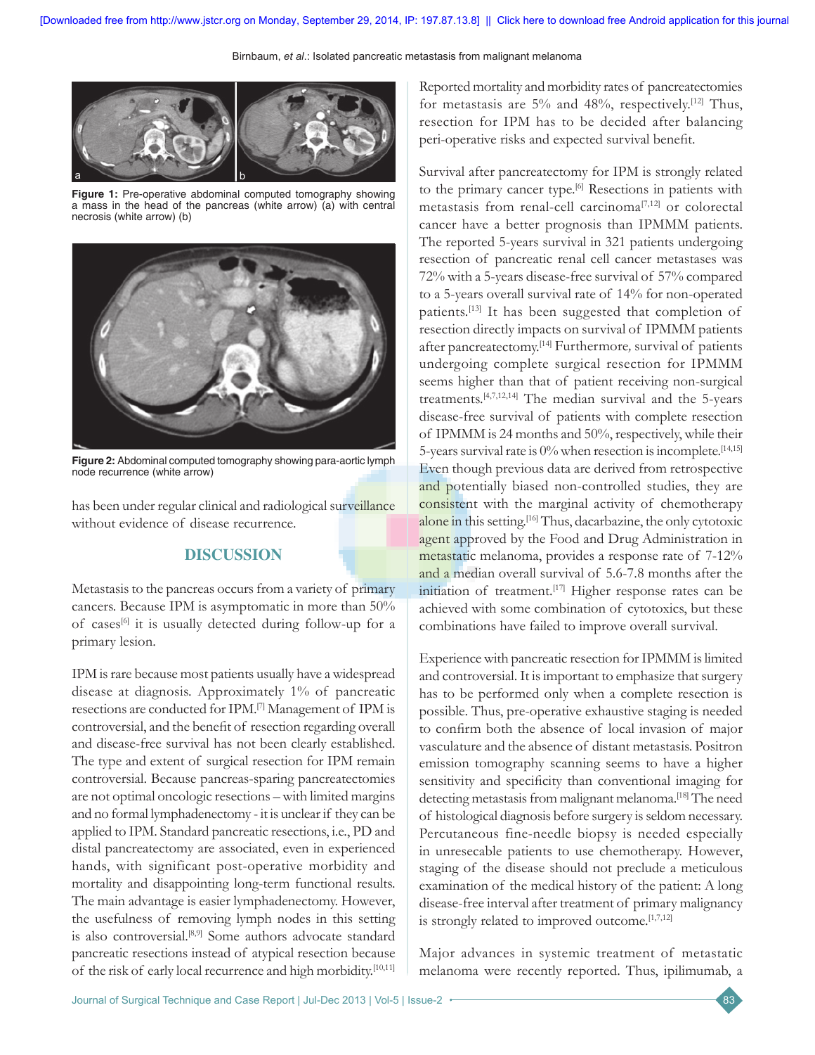Figure 1: Pre-operative abdominal computed tomography showing a mass in the head of the pancreas (white arrow) (a) with central necrosis (white arrow) (b)

Figure 2: Abdominal computed tomography showing para-aortic lymph node recurrence (white arrow)

has been under regular clinical and radiological surveillance without evidence of disease recurrence.

## DISCUSSION

Metastasis to the pancreas occurs from a variety of primary cancers. Because IPM is asymptomatic in more than 50% of cases[6] it is usually detected during follow-up for a primary lesion.

IPM is rare because most patients usually have a widespread disease at diagnosis. Approximately 1% of pancreatic resections are conducted for IPM.[7] Management of IPM is controversial, and the benefit of resection regarding overall and disease-free survival has not been clearly established. The type and extent of surgical resection for IPM remain controversial. Because pancreas-sparing pancreatectomies are not optimal oncologic resections – with limited margins and no formal lymphadenectomy - it is unclear if they can be applied to IPM. Standard pancreatic resections, i.e., PD and distal pancreatectomy are associated, even in experienced hands, with significant post-operative morbidity and mortality and disappointing long-term functional results. The main advantage is easier lymphadenectomy. However, the usefulness of removing lymph nodes in this setting is also controversial.[8,9] Some authors advocate standard pancreatic resections instead of atypical resection because of the risk of early local recurrence and high morbidity.[10,11] Reported mortality and morbidity rates of pancreatectomies for metastasis are 5% and 48%, respectively.[12] Thus, resection for IPM has to be decided after balancing peri-operative risks and expected survival benefit.

Survival after pancreatectomy for IPM is strongly related to the primary cancer type.[6] Resections in patients with metastasis from renal-cell carcinoma[7,12] or colorectal cancer have a better prognosis than IPMMM patients. The reported 5-years survival in 321 patients undergoing resection of pancreatic renal cell cancer metastases was 72% with a 5-years disease-free survival of 57% compared to a 5-years overall survival rate of 14% for non-operated patients.[13] It has been suggested that completion of resection directly impacts on survival of IPMMM patients after pancreatectomy.[14] Furthermore, survival of patients undergoing complete surgical resection for IPMMM seems higher than that of patient receiving non-surgical treatments.[4,7,12,14] The median survival and the 5-years disease-free survival of patients with complete resection of IPMMM is 24 months and 50%, respectively, while their 5-years survival rate is 0% when resection is incomplete.[14,15] Even though previous data are derived from retrospective and potentially biased non-controlled studies, they are consistent with the marginal activity of chemotherapy alone in this setting.[16] Thus, dacarbazine, the only cytotoxic agent approved by the Food and Drug Administration in metastatic melanoma, provides a response rate of 7-12% and a median overall survival of 5.6-7.8 months after the initiation of treatment.[17] Higher response rates can be achieved with some combination of cytotoxics, but these combinations have failed to improve overall survival.

Experience with pancreatic resection for IPMMM is limited and controversial. It is important to emphasize that surgery has to be performed only when a complete resection is possible. Thus, pre-operative exhaustive staging is needed to confirm both the absence of local invasion of major vasculature and the absence of distant metastasis. Positron emission tomography scanning seems to have a higher sensitivity and specificity than conventional imaging for detecting metastasis from malignant melanoma.[18] The need of histological diagnosis before surgery is seldom necessary. Percutaneous fine-needle biopsy is needed especially in unresecable patients to use chemotherapy. However, staging of the disease should not preclude a meticulous examination of the medical history of the patient: A long disease-free interval after treatment of primary malignancy is strongly related to improved outcome.[1,7,12]

Major advances in systemic treatment of metastatic melanoma were recently reported. Thus, ipilimumab, a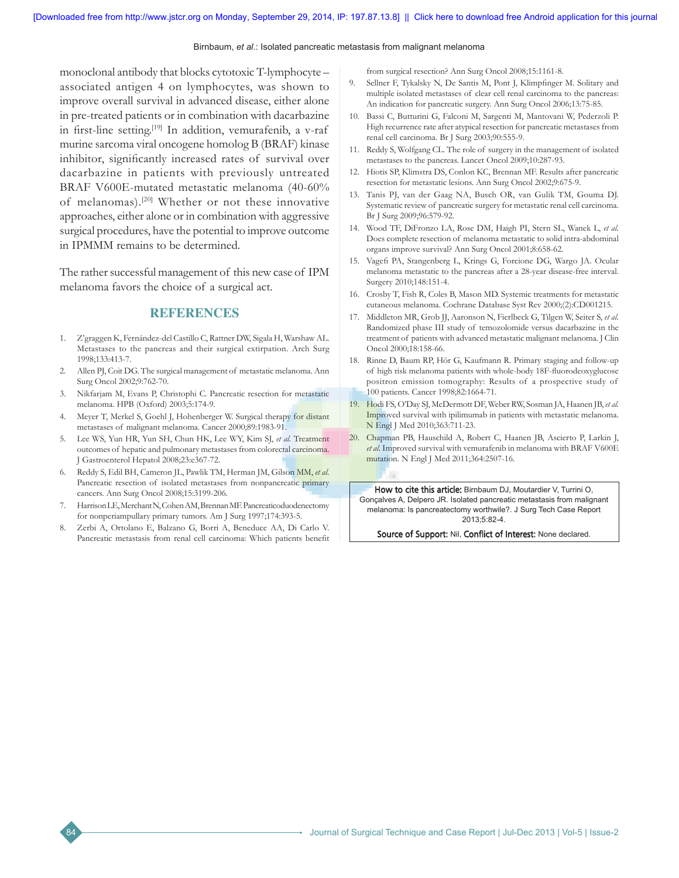monoclonal antibody that blocks cytotoxic T-lymphocyte – associated antigen 4 on lymphocytes, was shown to improve overall survival in advanced disease, either alone in pre-treated patients or in combination with dacarbazine in first-line setting.[19] In addition, vemurafenib, a v-raf murine sarcoma viral oncogene homolog B (BRAF) kinase inhibitor, significantly increased rates of survival over dacarbazine in patients with previously untreated BRAF V600E-mutated metastatic melanoma (40-60% of melanomas).[20] Whether or not these innovative approaches, either alone or in combination with aggressive surgical procedures, have the potential to improve outcome in IPMMM remains to be determined.

The rather successful management of this new case of IPM melanoma favors the choice of a surgical act.

## REFERENCES

1. Z'graggen K, Fernández-del Castillo C, Rattner DW, Sigala H, Warshaw AL. Metastases to the pancreas and their surgical extirpation. Arch Surg 1998;133:413-7.
2. Allen PJ, Coit DG. The surgical management of metastatic melanoma. Ann Surg Oncol 2002;9:762-70.
3. Nikfarjam M, Evans P, Christophi C. Pancreatic resection for metastatic melanoma. HPB (Oxford) 2003;5:174-9.
4. Meyer T, Merkel S, Goehl J, Hohenberger W. Surgical therapy for distant metastases of malignant melanoma. Cancer 2000;89:1983-91.
5. Lee WS, Yun HR, Yun SH, Chun HK, Lee WY, Kim SJ, *et al*. Treatment outcomes of hepatic and pulmonary metastases from colorectal carcinoma. J Gastroenterol Hepatol 2008;23:e367-72.
6. Reddy S, Edil BH, Cameron JL, Pawlik TM, Herman JM, Gilson MM, *et al*. Pancreatic resection of isolated metastases from nonpancreatic primary cancers. Ann Surg Oncol 2008;15:3199-206.
7. Harrison LE, Merchant N, Cohen AM, Brennan MF. Pancreaticoduodenectomy for nonperiampullary primary tumors. Am J Surg 1997;174:393-5.
8. Zerbi A, Ortolano E, Balzano G, Borri A, Beneduce AA, Di Carlo V. Pancreatic metastasis from renal cell carcinoma: Which patients benefit from surgical resection? Ann Surg Oncol 2008;15:1161-8.
9. Sellner F, Tykalsky N, De Santis M, Pont J, Klimpfinger M. Solitary and multiple isolated metastases of clear cell renal carcinoma to the pancreas: An indication for pancreatic surgery. Ann Surg Oncol 2006;13:75-85.
10. Bassi C, Butturini G, Falconi M, Sargenti M, Mantovani W, Pederzoli P. High recurrence rate after atypical resection for pancreatic metastases from renal cell carcinoma. Br J Surg 2003;90:555-9.
11. Reddy S, Wolfgang CL. The role of surgery in the management of isolated metastases to the pancreas. Lancet Oncol 2009;10:287-93.
12. Hiotis SP, Klimstra DS, Conlon KC, Brennan MF. Results after pancreatic resection for metastatic lesions. Ann Surg Oncol 2002;9:675-9.
13. Tanis PJ, van der Gaag NA, Busch OR, van Gulik TM, Gouma DJ. Systematic review of pancreatic surgery for metastatic renal cell carcinoma. Br J Surg 2009;96:579-92.
14. Wood TF, DiFronzo LA, Rose DM, Haigh PI, Stern SL, Wanek L, *et al*. Does complete resection of melanoma metastatic to solid intra-abdominal organs improve survival? Ann Surg Oncol 2001;8:658-62.
15. Vagefi PA, Stangenberg L, Krings G, Forcione DG, Wargo JA. Ocular melanoma metastatic to the pancreas after a 28-year disease-free interval. Surgery 2010;148:151-4.
16. Crosby T, Fish R, Coles B, Mason MD. Systemic treatments for metastatic cutaneous melanoma. Cochrane Database Syst Rev 2000;(2):CD001215.
17. Middleton MR, Grob JJ, Aaronson N, Fierlbeck G, Tilgen W, Seiter S, *et al*. Randomized phase III study of temozolomide versus dacarbazine in the treatment of patients with advanced metastatic malignant melanoma. J Clin Oncol 2000;18:158-66.
18. Rinne D, Baum RP, Hör G, Kaufmann R. Primary staging and follow-up of high risk melanoma patients with whole-body 18F-fluorodeoxyglucose positron emission tomography: Results of a prospective study of 100 patients. Cancer 1998;82:1664-71.
19. Hodi FS, O'Day SJ, McDermott DF, Weber RW, Sosman JA, Haanen JB, *et al*. Improved survival with ipilimumab in patients with metastatic melanoma. N Engl J Med 2010;363:711-23.
20. Chapman PB, Hauschild A, Robert C, Haanen JB, Ascierto P, Larkin J, *et al*. Improved survival with vemurafenib in melanoma with BRAF V600E mutation. N Engl J Med 2011;364:2507-16.

**How to cite this article:** Birnbaum DJ, Moutardier V, Turrini O, Gonçalves A, Delpero JR. Isolated pancreatic metastasis from malignant melanoma: Is pancreatectomy worthwile?. J Surg Tech Case Report 2013;5:82-4.

**Source of Support:** Nil, **Conflict of Interest:** None declared.